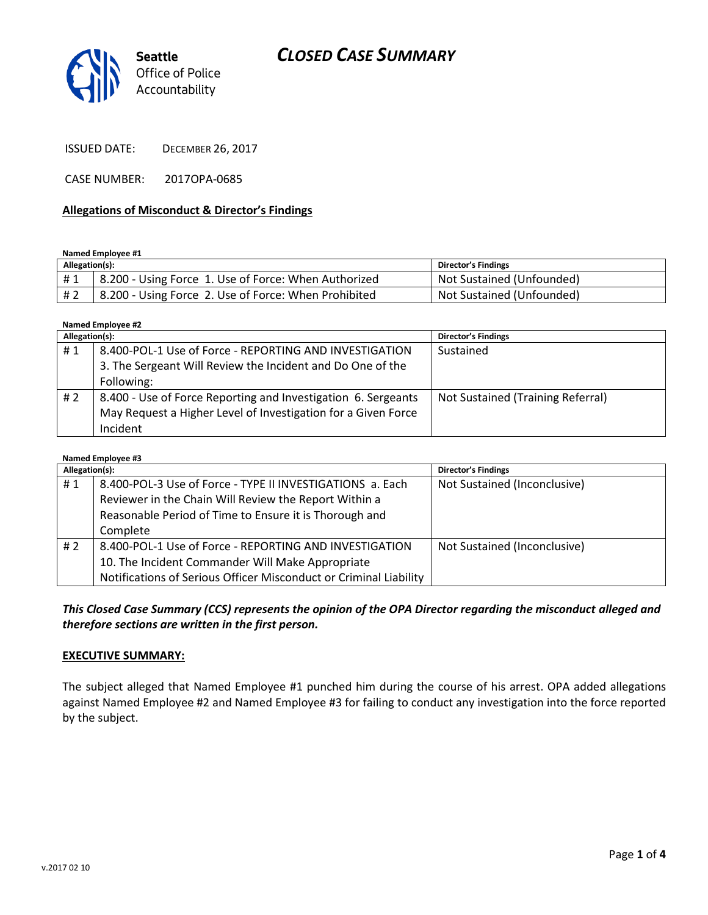# CLOSED CASE SUMMARY

Seattle Office of Police Accountability

ISSUED DATE: DECEMBER 26, 2017

CASE NUMBER: 2017OPA-0685

## Allegations of Misconduct & Director's Findings

**Named Employee #1**

| Allegation(s): | | Director's Findings |
|---|---|---|
| # 1 | 8.200 - Using Force 1. Use of Force: When Authorized | Not Sustained (Unfounded) |
| # 2 | 8.200 - Using Force 2. Use of Force: When Prohibited | Not Sustained (Unfounded) |

**Named Employee #2**

| Allegation(s): | | Director's Findings |
|---|---|---|
| # 1 | 8.400-POL-1 Use of Force - REPORTING AND INVESTIGATION 3. The Sergeant Will Review the Incident and Do One of the Following: | Sustained |
| # 2 | 8.400 - Use of Force Reporting and Investigation 6. Sergeants May Request a Higher Level of Investigation for a Given Force Incident | Not Sustained (Training Referral) |

**Named Employee #3**

| Allegation(s): | | Director's Findings |
|---|---|---|
| # 1 | 8.400-POL-3 Use of Force - TYPE II INVESTIGATIONS a. Each Reviewer in the Chain Will Review the Report Within a Reasonable Period of Time to Ensure it is Thorough and Complete | Not Sustained (Inconclusive) |
| # 2 | 8.400-POL-1 Use of Force - REPORTING AND INVESTIGATION 10. The Incident Commander Will Make Appropriate Notifications of Serious Officer Misconduct or Criminal Liability | Not Sustained (Inconclusive) |

***This Closed Case Summary (CCS) represents the opinion of the OPA Director regarding the misconduct alleged and therefore sections are written in the first person.***

**EXECUTIVE SUMMARY:**

The subject alleged that Named Employee #1 punched him during the course of his arrest. OPA added allegations against Named Employee #2 and Named Employee #3 for failing to conduct any investigation into the force reported by the subject.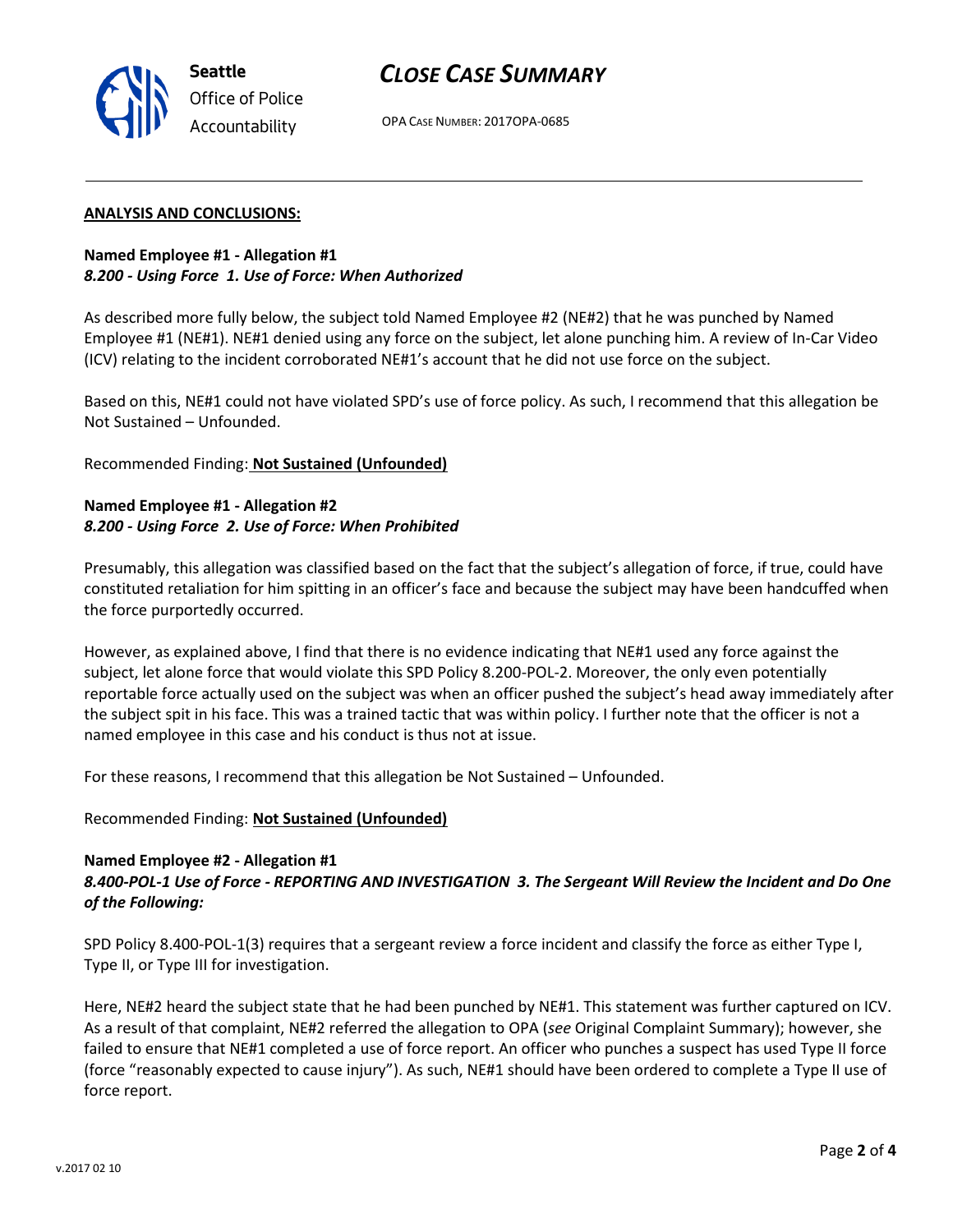## ANALYSIS AND CONCLUSIONS:

**Named Employee #1 - Allegation #1**
***8.200 - Using Force 1. Use of Force: When Authorized***

As described more fully below, the subject told Named Employee #2 (NE#2) that he was punched by Named Employee #1 (NE#1). NE#1 denied using any force on the subject, let alone punching him. A review of In-Car Video (ICV) relating to the incident corroborated NE#1's account that he did not use force on the subject.

Based on this, NE#1 could not have violated SPD's use of force policy. As such, I recommend that this allegation be Not Sustained – Unfounded.

Recommended Finding: **Not Sustained (Unfounded)**

**Named Employee #1 - Allegation #2**
***8.200 - Using Force 2. Use of Force: When Prohibited***

Presumably, this allegation was classified based on the fact that the subject's allegation of force, if true, could have constituted retaliation for him spitting in an officer's face and because the subject may have been handcuffed when the force purportedly occurred.

However, as explained above, I find that there is no evidence indicating that NE#1 used any force against the subject, let alone force that would violate this SPD Policy 8.200-POL-2. Moreover, the only even potentially reportable force actually used on the subject was when an officer pushed the subject's head away immediately after the subject spit in his face. This was a trained tactic that was within policy. I further note that the officer is not a named employee in this case and his conduct is thus not at issue.

For these reasons, I recommend that this allegation be Not Sustained – Unfounded.

Recommended Finding: **Not Sustained (Unfounded)**

**Named Employee #2 - Allegation #1**
***8.400-POL-1 Use of Force - REPORTING AND INVESTIGATION 3. The Sergeant Will Review the Incident and Do One of the Following:***

SPD Policy 8.400-POL-1(3) requires that a sergeant review a force incident and classify the force as either Type I, Type II, or Type III for investigation.

Here, NE#2 heard the subject state that he had been punched by NE#1. This statement was further captured on ICV. As a result of that complaint, NE#2 referred the allegation to OPA (*see* Original Complaint Summary); however, she failed to ensure that NE#1 completed a use of force report. An officer who punches a suspect has used Type II force (force "reasonably expected to cause injury"). As such, NE#1 should have been ordered to complete a Type II use of force report.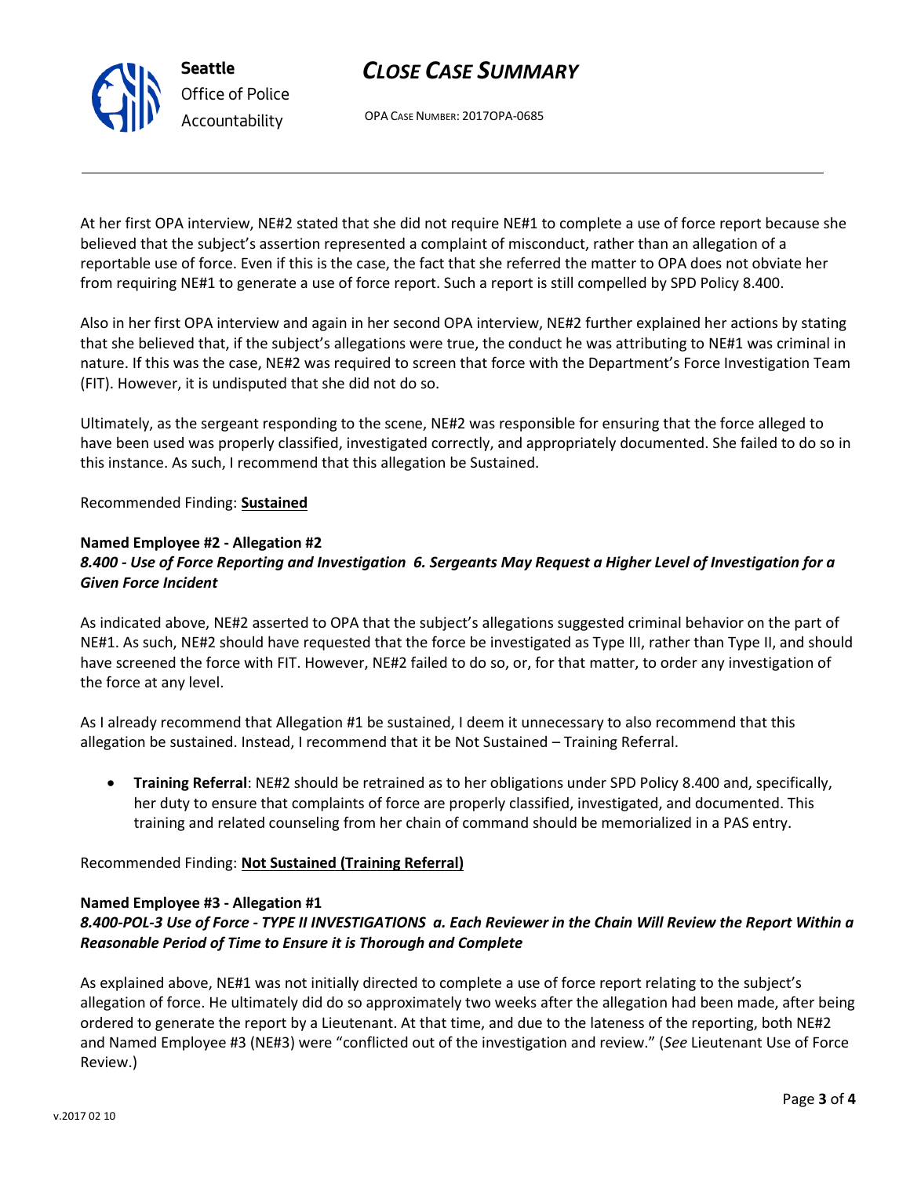At her first OPA interview, NE#2 stated that she did not require NE#1 to complete a use of force report because she believed that the subject's assertion represented a complaint of misconduct, rather than an allegation of a reportable use of force. Even if this is the case, the fact that she referred the matter to OPA does not obviate her from requiring NE#1 to generate a use of force report. Such a report is still compelled by SPD Policy 8.400.

Also in her first OPA interview and again in her second OPA interview, NE#2 further explained her actions by stating that she believed that, if the subject's allegations were true, the conduct he was attributing to NE#1 was criminal in nature. If this was the case, NE#2 was required to screen that force with the Department's Force Investigation Team (FIT). However, it is undisputed that she did not do so.

Ultimately, as the sergeant responding to the scene, NE#2 was responsible for ensuring that the force alleged to have been used was properly classified, investigated correctly, and appropriately documented. She failed to do so in this instance. As such, I recommend that this allegation be Sustained.

Recommended Finding: **Sustained**

**Named Employee #2 - Allegation #2**
***8.400 - Use of Force Reporting and Investigation 6. Sergeants May Request a Higher Level of Investigation for a Given Force Incident***

As indicated above, NE#2 asserted to OPA that the subject's allegations suggested criminal behavior on the part of NE#1. As such, NE#2 should have requested that the force be investigated as Type III, rather than Type II, and should have screened the force with FIT. However, NE#2 failed to do so, or, for that matter, to order any investigation of the force at any level.

As I already recommend that Allegation #1 be sustained, I deem it unnecessary to also recommend that this allegation be sustained. Instead, I recommend that it be Not Sustained – Training Referral.

- **Training Referral**: NE#2 should be retrained as to her obligations under SPD Policy 8.400 and, specifically, her duty to ensure that complaints of force are properly classified, investigated, and documented. This training and related counseling from her chain of command should be memorialized in a PAS entry.

Recommended Finding: **Not Sustained (Training Referral)**

**Named Employee #3 - Allegation #1**
***8.400-POL-3 Use of Force - TYPE II INVESTIGATIONS a. Each Reviewer in the Chain Will Review the Report Within a Reasonable Period of Time to Ensure it is Thorough and Complete***

As explained above, NE#1 was not initially directed to complete a use of force report relating to the subject's allegation of force. He ultimately did do so approximately two weeks after the allegation had been made, after being ordered to generate the report by a Lieutenant. At that time, and due to the lateness of the reporting, both NE#2 and Named Employee #3 (NE#3) were "conflicted out of the investigation and review." (*See* Lieutenant Use of Force Review.)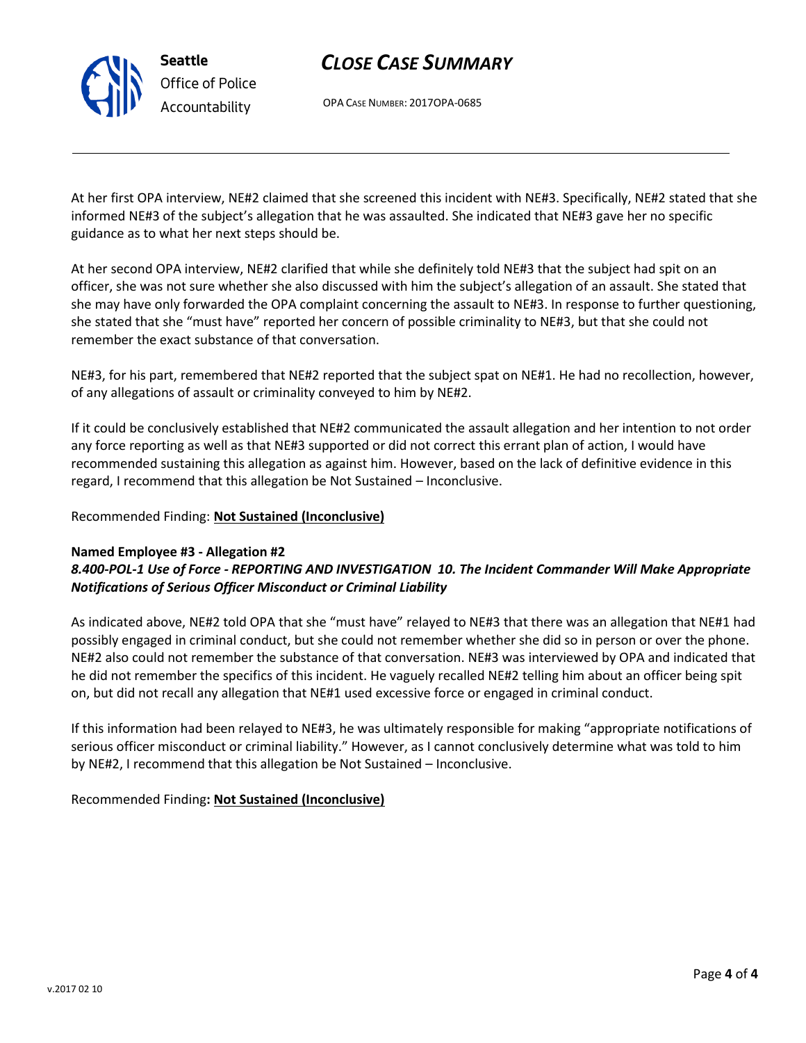At her first OPA interview, NE#2 claimed that she screened this incident with NE#3. Specifically, NE#2 stated that she informed NE#3 of the subject's allegation that he was assaulted. She indicated that NE#3 gave her no specific guidance as to what her next steps should be.

At her second OPA interview, NE#2 clarified that while she definitely told NE#3 that the subject had spit on an officer, she was not sure whether she also discussed with him the subject's allegation of an assault. She stated that she may have only forwarded the OPA complaint concerning the assault to NE#3. In response to further questioning, she stated that she "must have" reported her concern of possible criminality to NE#3, but that she could not remember the exact substance of that conversation.

NE#3, for his part, remembered that NE#2 reported that the subject spat on NE#1. He had no recollection, however, of any allegations of assault or criminality conveyed to him by NE#2.

If it could be conclusively established that NE#2 communicated the assault allegation and her intention to not order any force reporting as well as that NE#3 supported or did not correct this errant plan of action, I would have recommended sustaining this allegation as against him. However, based on the lack of definitive evidence in this regard, I recommend that this allegation be Not Sustained – Inconclusive.

Recommended Finding: **Not Sustained (Inconclusive)**

**Named Employee #3 - Allegation #2**
***8.400-POL-1 Use of Force - REPORTING AND INVESTIGATION 10. The Incident Commander Will Make Appropriate Notifications of Serious Officer Misconduct or Criminal Liability***

As indicated above, NE#2 told OPA that she "must have" relayed to NE#3 that there was an allegation that NE#1 had possibly engaged in criminal conduct, but she could not remember whether she did so in person or over the phone. NE#2 also could not remember the substance of that conversation. NE#3 was interviewed by OPA and indicated that he did not remember the specifics of this incident. He vaguely recalled NE#2 telling him about an officer being spit on, but did not recall any allegation that NE#1 used excessive force or engaged in criminal conduct.

If this information had been relayed to NE#3, he was ultimately responsible for making "appropriate notifications of serious officer misconduct or criminal liability." However, as I cannot conclusively determine what was told to him by NE#2, I recommend that this allegation be Not Sustained – Inconclusive.

Recommended Finding**: Not Sustained (Inconclusive)**